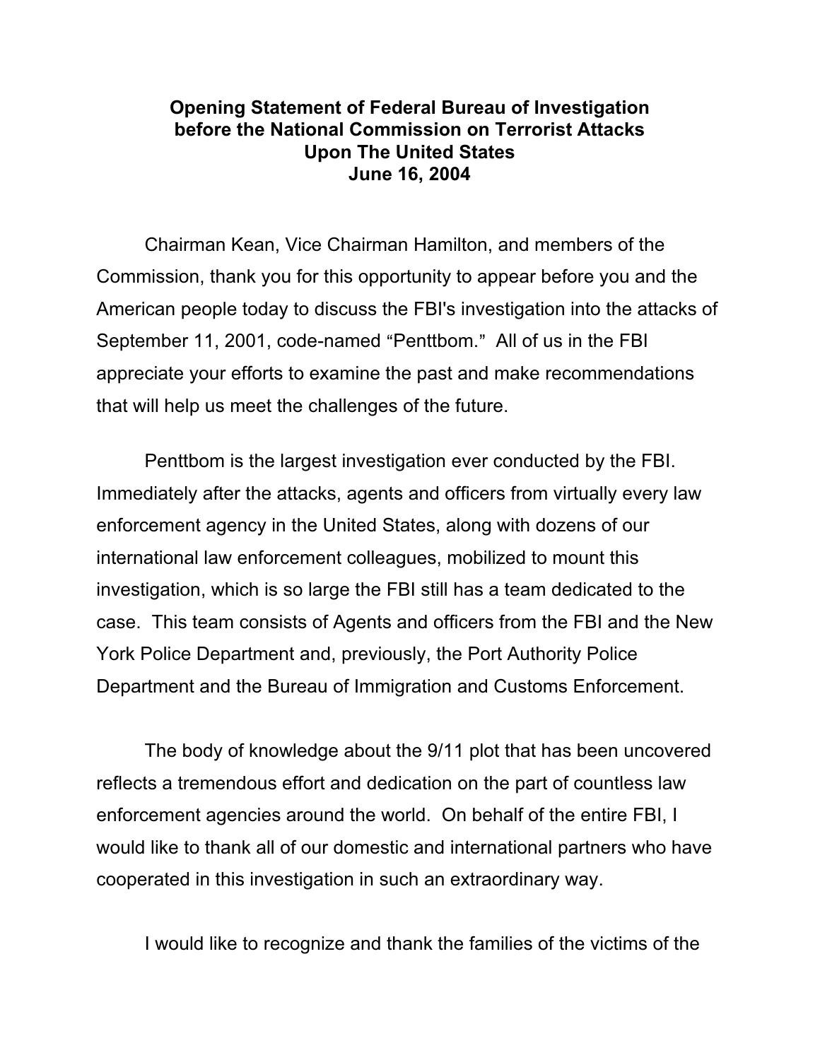# Opening Statement of Federal Bureau of Investigation before the National Commission on Terrorist Attacks Upon The United States
## June 16, 2004

Chairman Kean, Vice Chairman Hamilton, and members of the Commission, thank you for this opportunity to appear before you and the American people today to discuss the FBI's investigation into the attacks of September 11, 2001, code-named "Penttbom." All of us in the FBI appreciate your efforts to examine the past and make recommendations that will help us meet the challenges of the future.

Penttbom is the largest investigation ever conducted by the FBI. Immediately after the attacks, agents and officers from virtually every law enforcement agency in the United States, along with dozens of our international law enforcement colleagues, mobilized to mount this investigation, which is so large the FBI still has a team dedicated to the case. This team consists of Agents and officers from the FBI and the New York Police Department and, previously, the Port Authority Police Department and the Bureau of Immigration and Customs Enforcement.

The body of knowledge about the 9/11 plot that has been uncovered reflects a tremendous effort and dedication on the part of countless law enforcement agencies around the world. On behalf of the entire FBI, I would like to thank all of our domestic and international partners who have cooperated in this investigation in such an extraordinary way.

I would like to recognize and thank the families of the victims of the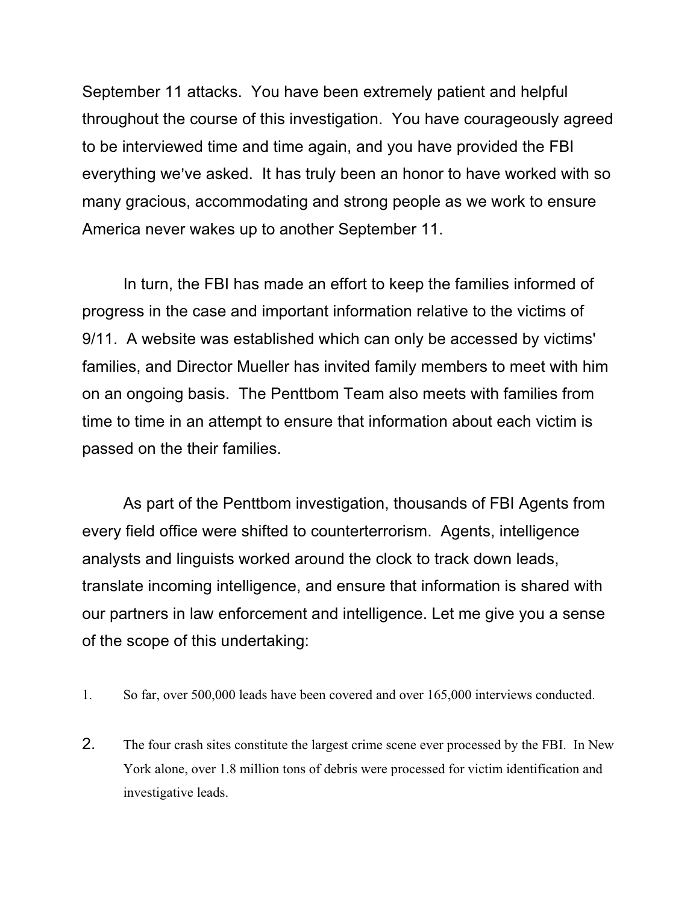September 11 attacks. You have been extremely patient and helpful throughout the course of this investigation. You have courageously agreed to be interviewed time and time again, and you have provided the FBI everything we've asked. It has truly been an honor to have worked with so many gracious, accommodating and strong people as we work to ensure America never wakes up to another September 11.

In turn, the FBI has made an effort to keep the families informed of progress in the case and important information relative to the victims of 9/11. A website was established which can only be accessed by victims' families, and Director Mueller has invited family members to meet with him on an ongoing basis. The Penttbom Team also meets with families from time to time in an attempt to ensure that information about each victim is passed on the their families.

As part of the Penttbom investigation, thousands of FBI Agents from every field office were shifted to counterterrorism. Agents, intelligence analysts and linguists worked around the clock to track down leads, translate incoming intelligence, and ensure that information is shared with our partners in law enforcement and intelligence. Let me give you a sense of the scope of this undertaking:

1. So far, over 500,000 leads have been covered and over 165,000 interviews conducted.
2. The four crash sites constitute the largest crime scene ever processed by the FBI. In New York alone, over 1.8 million tons of debris were processed for victim identification and investigative leads.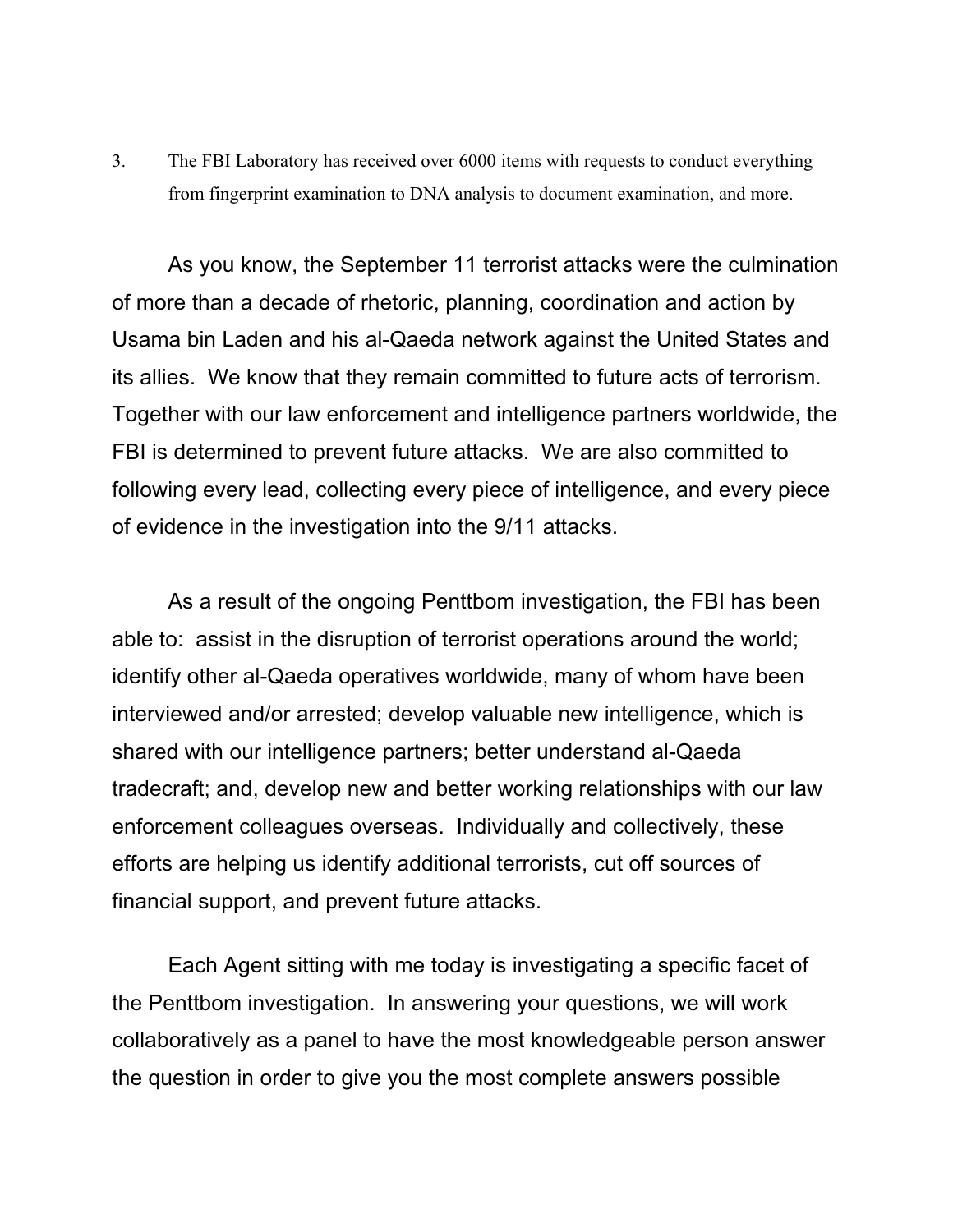3. The FBI Laboratory has received over 6000 items with requests to conduct everything from fingerprint examination to DNA analysis to document examination, and more.

As you know, the September 11 terrorist attacks were the culmination of more than a decade of rhetoric, planning, coordination and action by Usama bin Laden and his al-Qaeda network against the United States and its allies. We know that they remain committed to future acts of terrorism. Together with our law enforcement and intelligence partners worldwide, the FBI is determined to prevent future attacks. We are also committed to following every lead, collecting every piece of intelligence, and every piece of evidence in the investigation into the 9/11 attacks.

As a result of the ongoing Penttbom investigation, the FBI has been able to: assist in the disruption of terrorist operations around the world; identify other al-Qaeda operatives worldwide, many of whom have been interviewed and/or arrested; develop valuable new intelligence, which is shared with our intelligence partners; better understand al-Qaeda tradecraft; and, develop new and better working relationships with our law enforcement colleagues overseas. Individually and collectively, these efforts are helping us identify additional terrorists, cut off sources of financial support, and prevent future attacks.

Each Agent sitting with me today is investigating a specific facet of the Penttbom investigation. In answering your questions, we will work collaboratively as a panel to have the most knowledgeable person answer the question in order to give you the most complete answers possible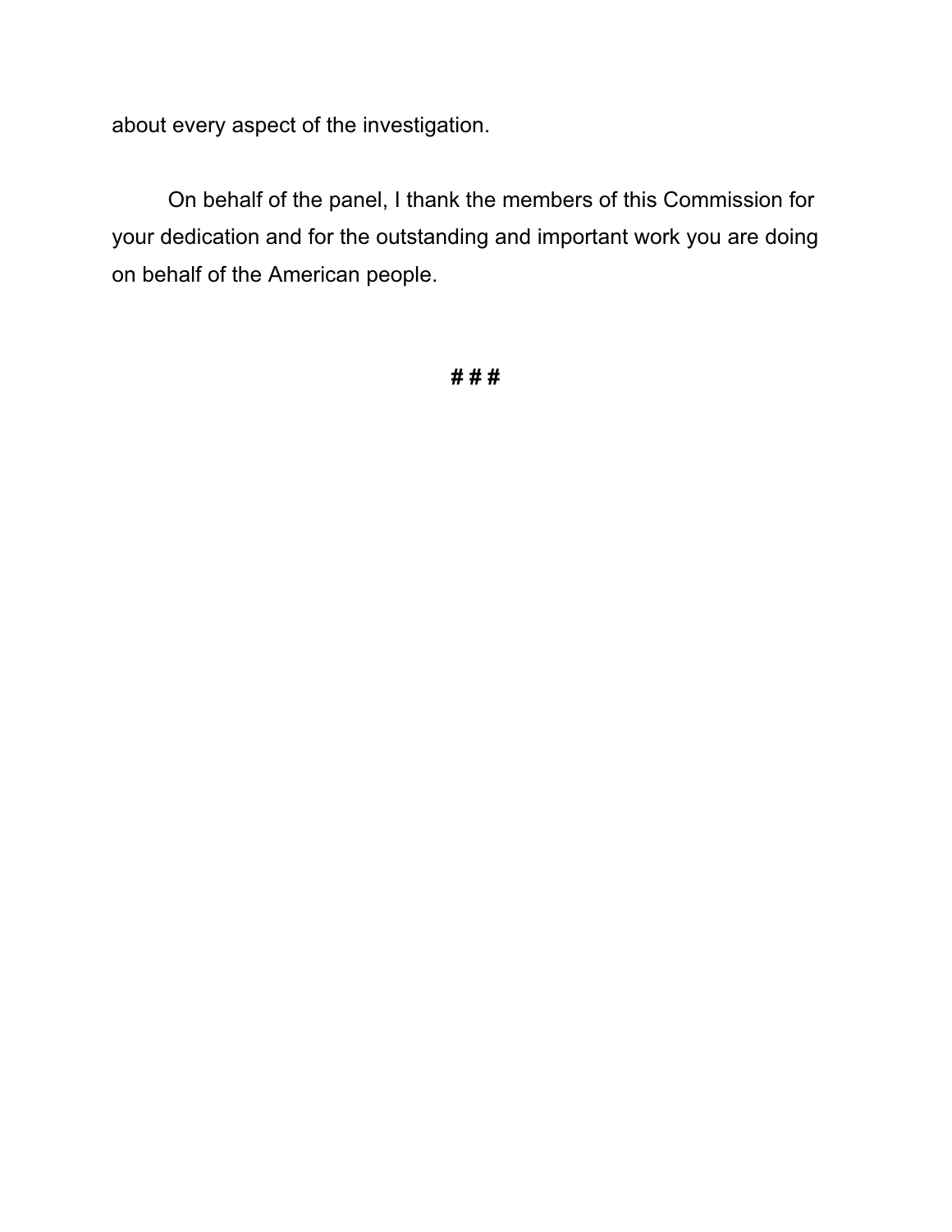about every aspect of the investigation.

On behalf of the panel, I thank the members of this Commission for your dedication and for the outstanding and important work you are doing on behalf of the American people.

**# # #**